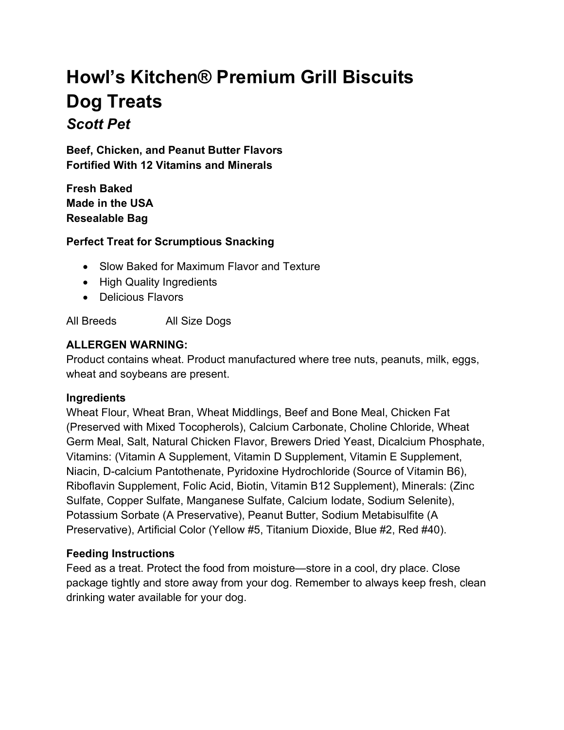# Howl's Kitchen® Premium Grill Biscuits Dog Treats

## *Scott Pet*

**Beef, Chicken, and Peanut Butter Flavors**
**Fortified With 12 Vitamins and Minerals**

**Fresh Baked**
**Made in the USA**
**Resealable Bag**

**Perfect Treat for Scrumptious Snacking**

- Slow Baked for Maximum Flavor and Texture
- High Quality Ingredients
- Delicious Flavors

All Breeds All Size Dogs

**ALLERGEN WARNING:**
Product contains wheat. Product manufactured where tree nuts, peanuts, milk, eggs, wheat and soybeans are present.

**Ingredients**
Wheat Flour, Wheat Bran, Wheat Middlings, Beef and Bone Meal, Chicken Fat (Preserved with Mixed Tocopherols), Calcium Carbonate, Choline Chloride, Wheat Germ Meal, Salt, Natural Chicken Flavor, Brewers Dried Yeast, Dicalcium Phosphate, Vitamins: (Vitamin A Supplement, Vitamin D Supplement, Vitamin E Supplement, Niacin, D-calcium Pantothenate, Pyridoxine Hydrochloride (Source of Vitamin B6), Riboflavin Supplement, Folic Acid, Biotin, Vitamin B12 Supplement), Minerals: (Zinc Sulfate, Copper Sulfate, Manganese Sulfate, Calcium Iodate, Sodium Selenite), Potassium Sorbate (A Preservative), Peanut Butter, Sodium Metabisulfite (A Preservative), Artificial Color (Yellow #5, Titanium Dioxide, Blue #2, Red #40).

**Feeding Instructions**
Feed as a treat. Protect the food from moisture—store in a cool, dry place. Close package tightly and store away from your dog. Remember to always keep fresh, clean drinking water available for your dog.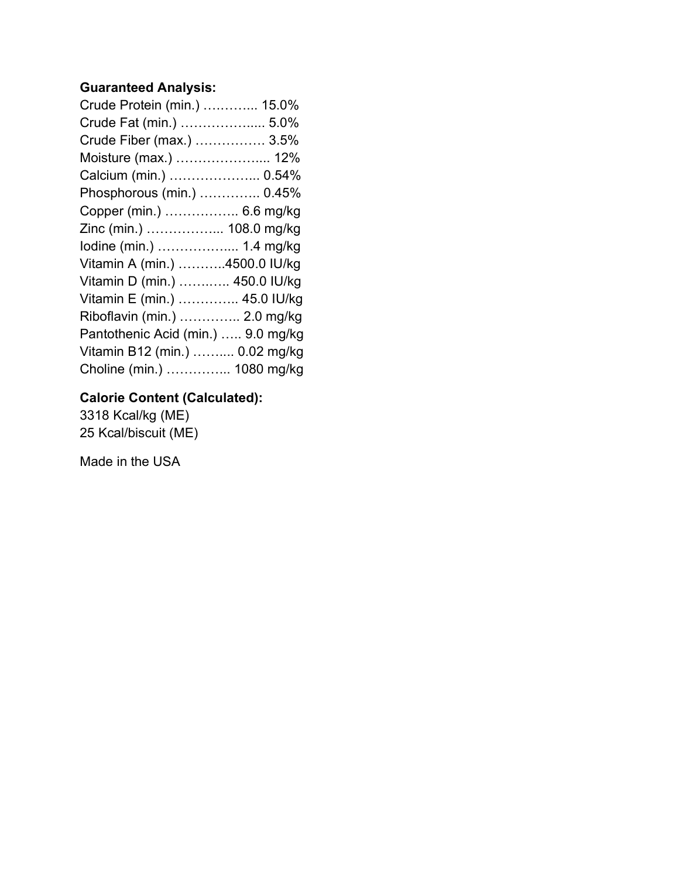**Guaranteed Analysis:**

Crude Protein (min.) ………... 15.0%
Crude Fat (min.) ……………..... 5.0%
Crude Fiber (max.) ……………. 3.5%
Moisture (max.) ……………….... 12%
Calcium (min.) ………………... 0.54%
Phosphorous (min.) ………….. 0.45%
Copper (min.) …………….. 6.6 mg/kg
Zinc (min.) ……………... 108.0 mg/kg
Iodine (min.) …………….... 1.4 mg/kg
Vitamin A (min.) ………..4500.0 IU/kg
Vitamin D (min.) ……..….. 450.0 IU/kg
Vitamin E (min.) ………….. 45.0 IU/kg
Riboflavin (min.) ………….. 2.0 mg/kg
Pantothenic Acid (min.) ….. 9.0 mg/kg
Vitamin B12 (min.) ……..... 0.02 mg/kg
Choline (min.) ………….. 1080 mg/kg

**Calorie Content (Calculated):**

3318 Kcal/kg (ME)
25 Kcal/biscuit (ME)

Made in the USA